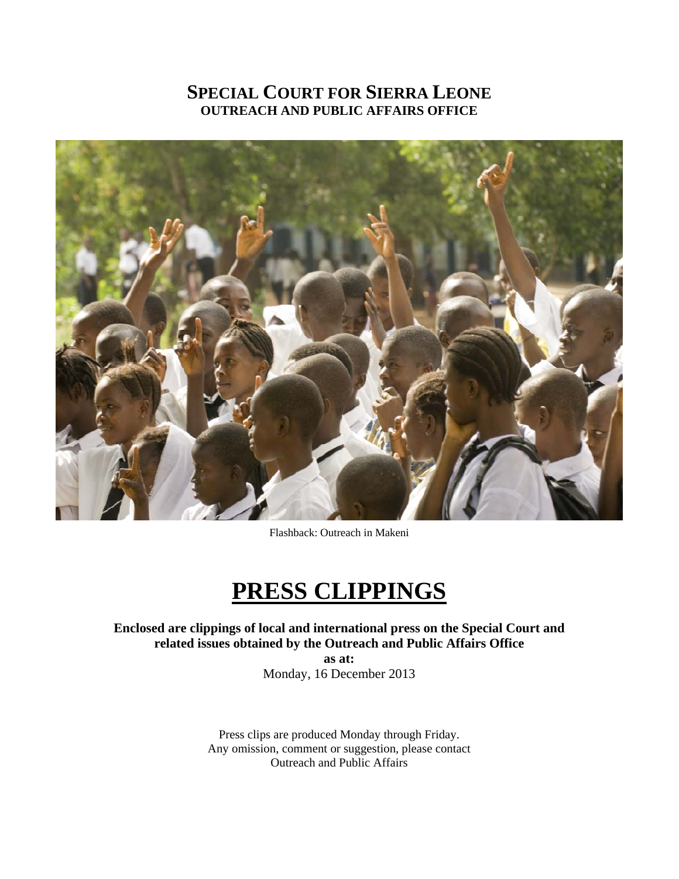# SPECIAL COURT FOR SIERRA LEONE
## OUTREACH AND PUBLIC AFFAIRS OFFICE

Flashback: Outreach in Makeni

# PRESS CLIPPINGS

**Enclosed are clippings of local and international press on the Special Court and related issues obtained by the Outreach and Public Affairs Office**
**as at:**
Monday, 16 December 2013

Press clips are produced Monday through Friday.
Any omission, comment or suggestion, please contact
Outreach and Public Affairs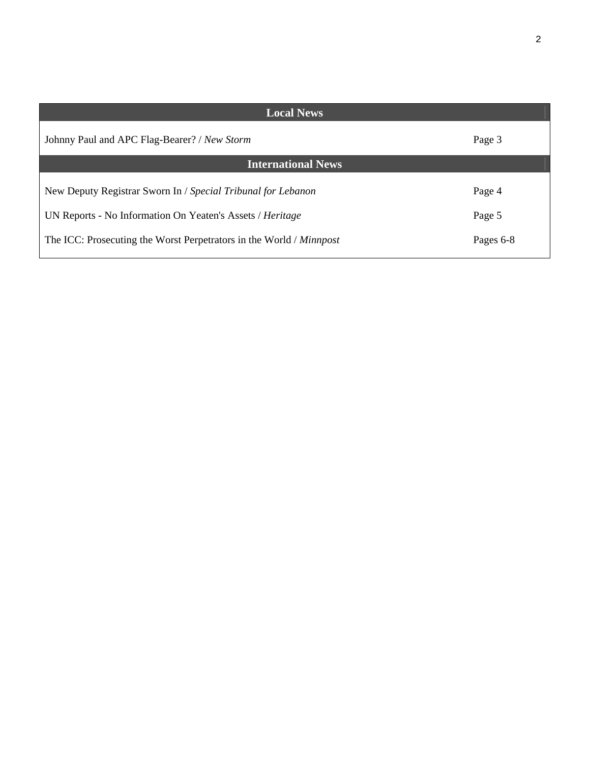| Local News | |
|---|---|
| Johnny Paul and APC Flag-Bearer? / *New Storm* | Page 3 |
| **International News** | |
| New Deputy Registrar Sworn In / *Special Tribunal for Lebanon* | Page 4 |
| UN Reports - No Information On Yeaten's Assets / *Heritage* | Page 5 |
| The ICC: Prosecuting the Worst Perpetrators in the World / *Minnpost* | Pages 6-8 |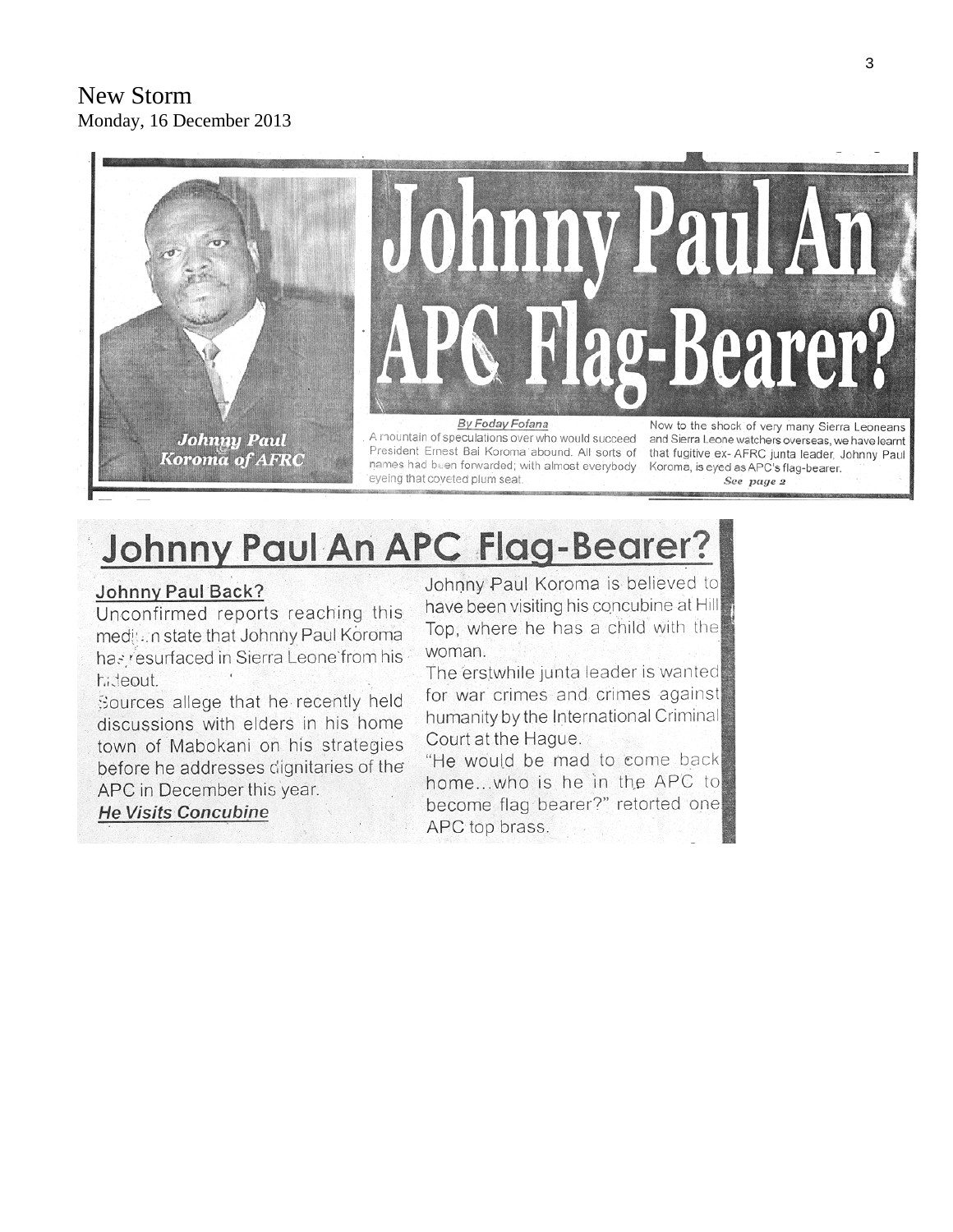New Storm
Monday, 16 December 2013

# Johnny Paul An APC Flag-Bearer?

*Johnny Paul Koroma of AFRC*

By Foday Fofana

A mountain of speculations over who would succeed President Ernest Bai Koroma abound. All sorts of names had been forwarded; with almost everybody eyeing that coveted plum seat.

Now to the shock of very many Sierra Leoneans and Sierra Leone watchers overseas, we have learnt that fugitive ex- AFRC junta leader, Johnny Paul Koroma, is eyed as APC's flag-bearer.

*See page 2*

## Johnny Paul An APC Flag-Bearer?

### Johnny Paul Back?

Unconfirmed reports reaching this medium state that Johnny Paul Koroma has resurfaced in Sierra Leone from his hideout.

Sources allege that he recently held discussions with elders in his home town of Mabokani on his strategies before he addresses dignitaries of the APC in December this year.

### *He Visits Concubine*

Johnny Paul Koroma is believed to have been visiting his concubine at Hill Top, where he has a child with the woman.

The erstwhile junta leader is wanted for war crimes and crimes against humanity by the International Criminal Court at the Hague.

"He would be mad to come back home...who is he in the APC to become flag bearer?" retorted one APC top brass.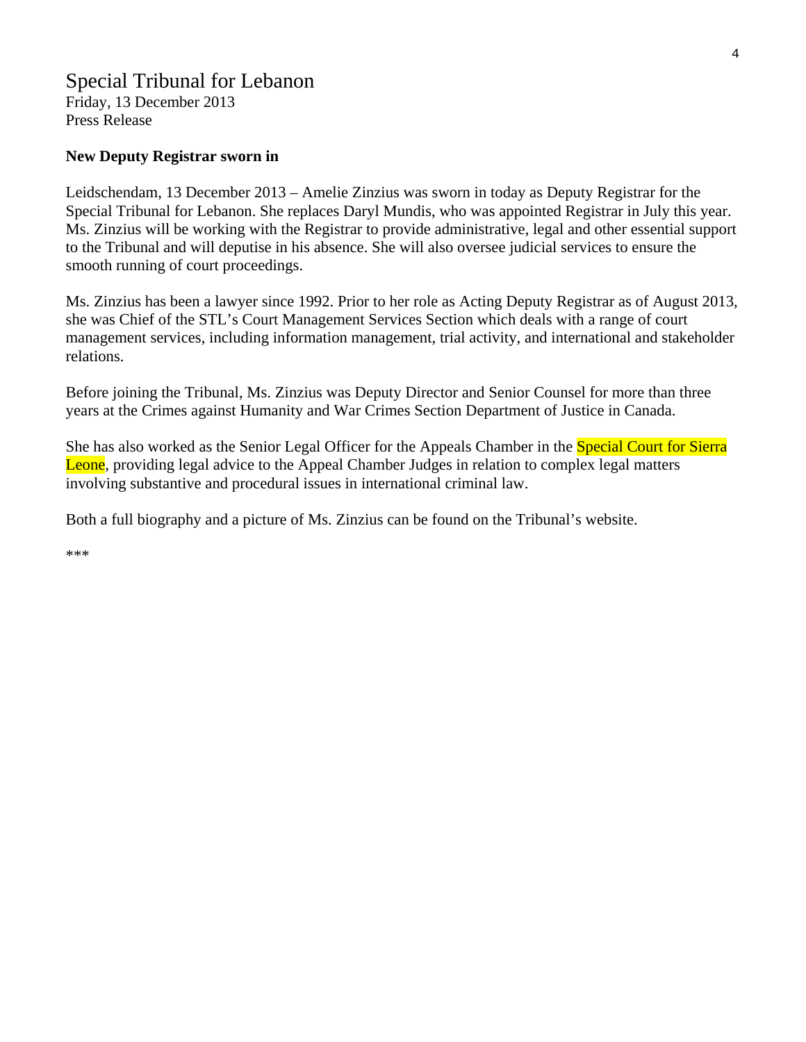# Special Tribunal for Lebanon

Friday, 13 December 2013
Press Release

**New Deputy Registrar sworn in**

Leidschendam, 13 December 2013 – Amelie Zinzius was sworn in today as Deputy Registrar for the Special Tribunal for Lebanon. She replaces Daryl Mundis, who was appointed Registrar in July this year. Ms. Zinzius will be working with the Registrar to provide administrative, legal and other essential support to the Tribunal and will deputise in his absence. She will also oversee judicial services to ensure the smooth running of court proceedings.

Ms. Zinzius has been a lawyer since 1992. Prior to her role as Acting Deputy Registrar as of August 2013, she was Chief of the STL's Court Management Services Section which deals with a range of court management services, including information management, trial activity, and international and stakeholder relations.

Before joining the Tribunal, Ms. Zinzius was Deputy Director and Senior Counsel for more than three years at the Crimes against Humanity and War Crimes Section Department of Justice in Canada.

She has also worked as the Senior Legal Officer for the Appeals Chamber in the Special Court for Sierra Leone, providing legal advice to the Appeal Chamber Judges in relation to complex legal matters involving substantive and procedural issues in international criminal law.

Both a full biography and a picture of Ms. Zinzius can be found on the Tribunal's website.

***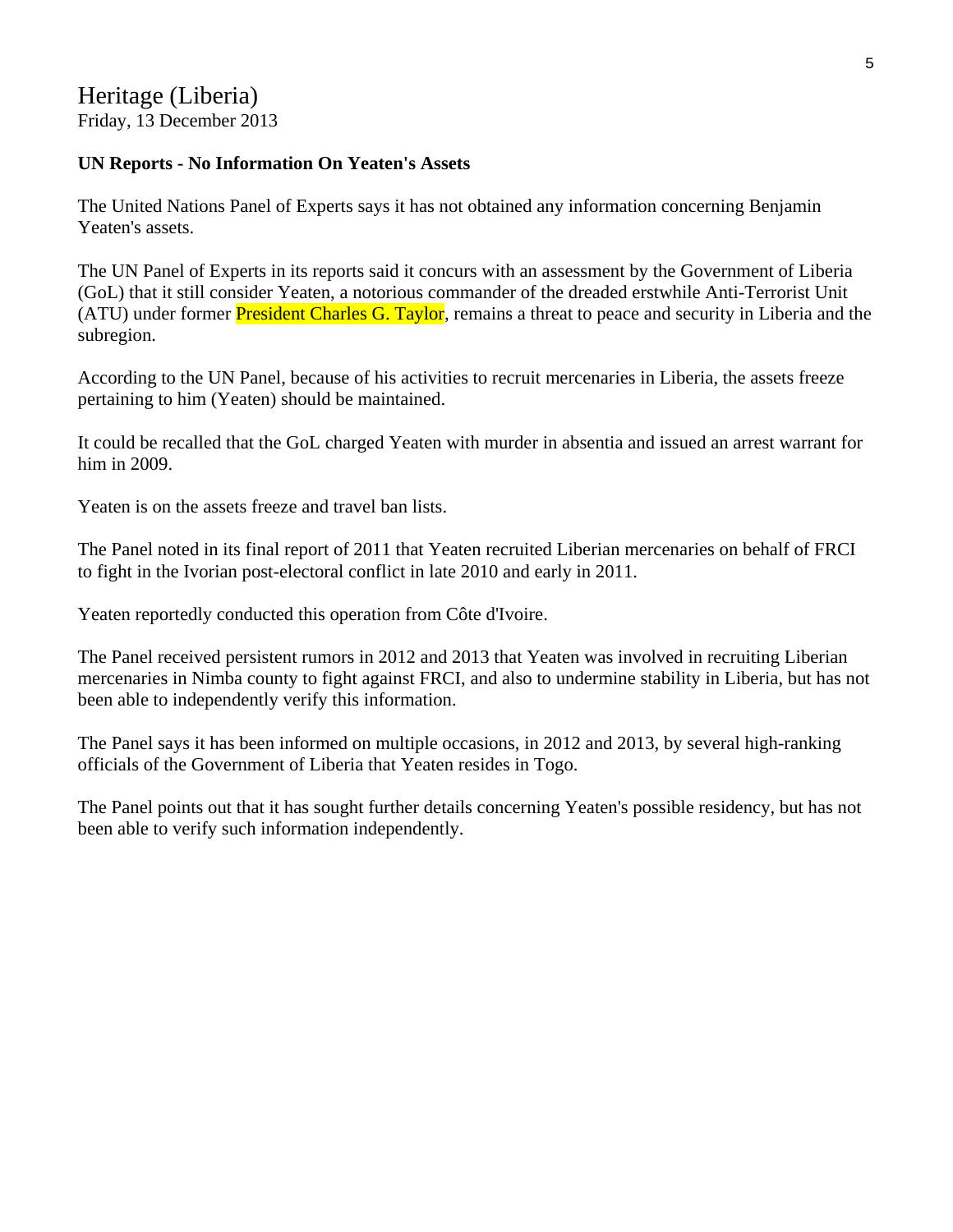Heritage (Liberia)
Friday, 13 December 2013

**UN Reports - No Information On Yeaten's Assets**

The United Nations Panel of Experts says it has not obtained any information concerning Benjamin Yeaten's assets.

The UN Panel of Experts in its reports said it concurs with an assessment by the Government of Liberia (GoL) that it still consider Yeaten, a notorious commander of the dreaded erstwhile Anti-Terrorist Unit (ATU) under former President Charles G. Taylor, remains a threat to peace and security in Liberia and the subregion.

According to the UN Panel, because of his activities to recruit mercenaries in Liberia, the assets freeze pertaining to him (Yeaten) should be maintained.

It could be recalled that the GoL charged Yeaten with murder in absentia and issued an arrest warrant for him in 2009.

Yeaten is on the assets freeze and travel ban lists.

The Panel noted in its final report of 2011 that Yeaten recruited Liberian mercenaries on behalf of FRCI to fight in the Ivorian post-electoral conflict in late 2010 and early in 2011.

Yeaten reportedly conducted this operation from Côte d'Ivoire.

The Panel received persistent rumors in 2012 and 2013 that Yeaten was involved in recruiting Liberian mercenaries in Nimba county to fight against FRCI, and also to undermine stability in Liberia, but has not been able to independently verify this information.

The Panel says it has been informed on multiple occasions, in 2012 and 2013, by several high-ranking officials of the Government of Liberia that Yeaten resides in Togo.

The Panel points out that it has sought further details concerning Yeaten's possible residency, but has not been able to verify such information independently.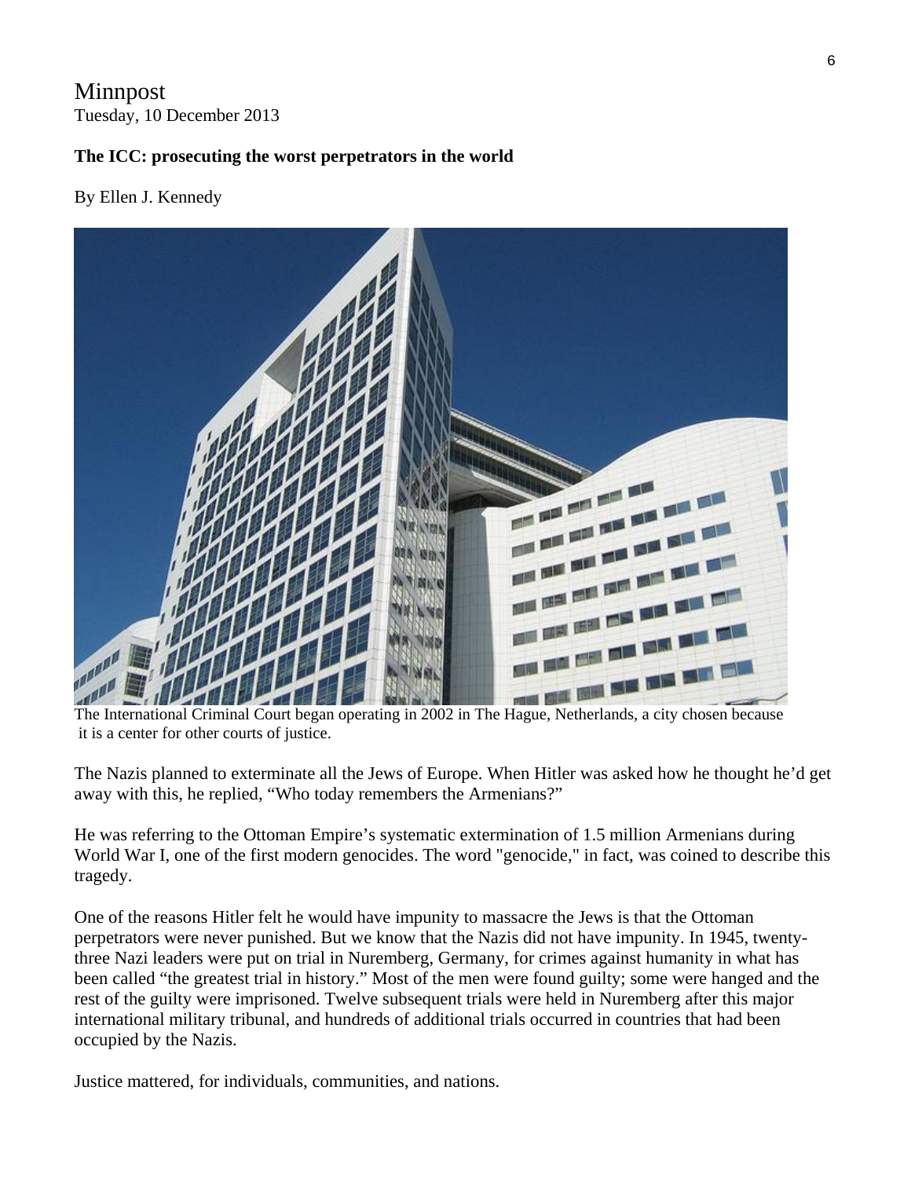Minnpost
Tuesday, 10 December 2013

**The ICC: prosecuting the worst perpetrators in the world**

By Ellen J. Kennedy

The International Criminal Court began operating in 2002 in The Hague, Netherlands, a city chosen because it is a center for other courts of justice.

The Nazis planned to exterminate all the Jews of Europe. When Hitler was asked how he thought he'd get away with this, he replied, "Who today remembers the Armenians?"

He was referring to the Ottoman Empire's systematic extermination of 1.5 million Armenians during World War I, one of the first modern genocides. The word "genocide," in fact, was coined to describe this tragedy.

One of the reasons Hitler felt he would have impunity to massacre the Jews is that the Ottoman perpetrators were never punished. But we know that the Nazis did not have impunity. In 1945, twenty-three Nazi leaders were put on trial in Nuremberg, Germany, for crimes against humanity in what has been called "the greatest trial in history." Most of the men were found guilty; some were hanged and the rest of the guilty were imprisoned. Twelve subsequent trials were held in Nuremberg after this major international military tribunal, and hundreds of additional trials occurred in countries that had been occupied by the Nazis.

Justice mattered, for individuals, communities, and nations.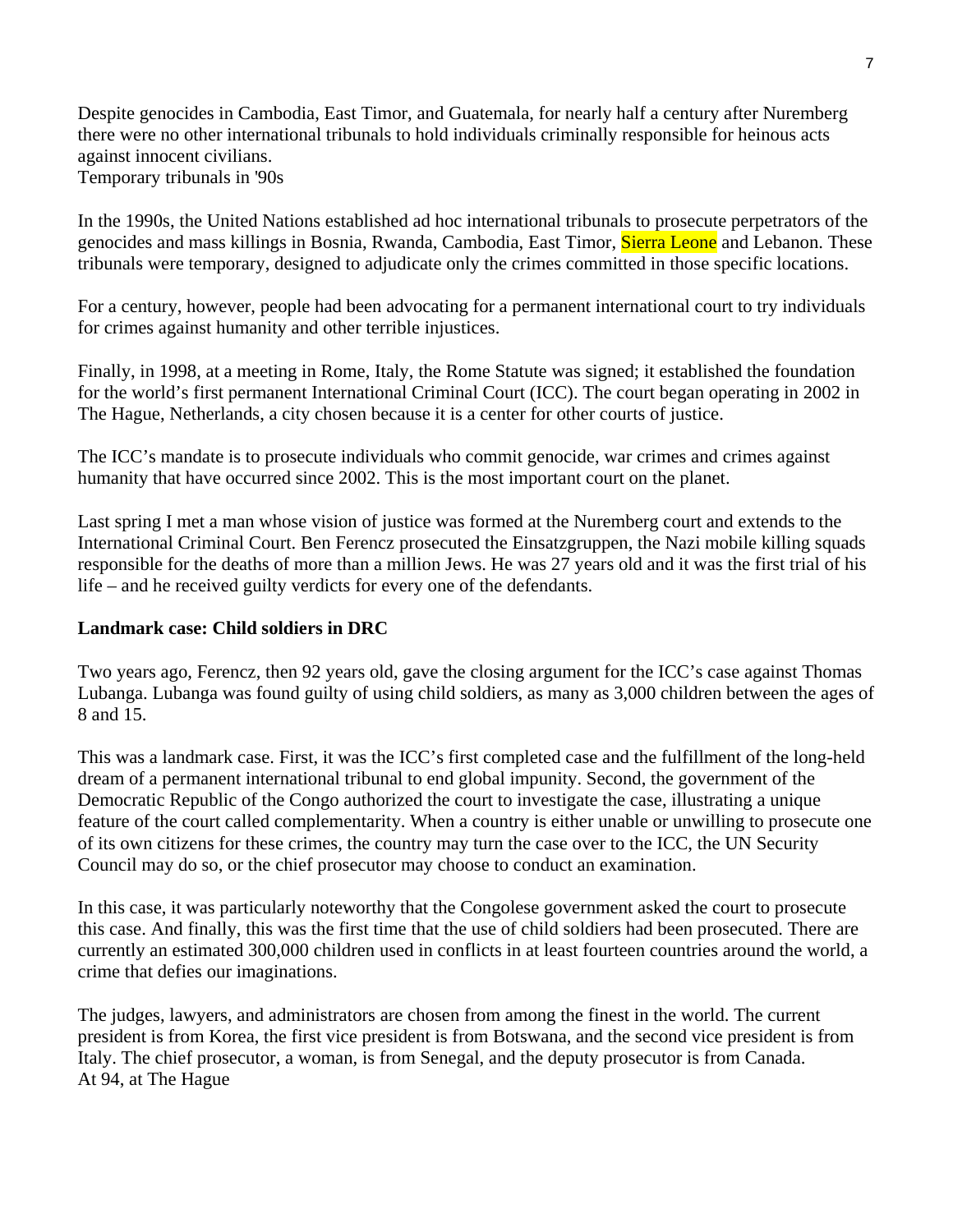Despite genocides in Cambodia, East Timor, and Guatemala, for nearly half a century after Nuremberg there were no other international tribunals to hold individuals criminally responsible for heinous acts against innocent civilians.

Temporary tribunals in '90s

In the 1990s, the United Nations established ad hoc international tribunals to prosecute perpetrators of the genocides and mass killings in Bosnia, Rwanda, Cambodia, East Timor, Sierra Leone and Lebanon. These tribunals were temporary, designed to adjudicate only the crimes committed in those specific locations.

For a century, however, people had been advocating for a permanent international court to try individuals for crimes against humanity and other terrible injustices.

Finally, in 1998, at a meeting in Rome, Italy, the Rome Statute was signed; it established the foundation for the world's first permanent International Criminal Court (ICC). The court began operating in 2002 in The Hague, Netherlands, a city chosen because it is a center for other courts of justice.

The ICC's mandate is to prosecute individuals who commit genocide, war crimes and crimes against humanity that have occurred since 2002. This is the most important court on the planet.

Last spring I met a man whose vision of justice was formed at the Nuremberg court and extends to the International Criminal Court. Ben Ferencz prosecuted the Einsatzgruppen, the Nazi mobile killing squads responsible for the deaths of more than a million Jews. He was 27 years old and it was the first trial of his life – and he received guilty verdicts for every one of the defendants.

**Landmark case: Child soldiers in DRC**

Two years ago, Ferencz, then 92 years old, gave the closing argument for the ICC's case against Thomas Lubanga. Lubanga was found guilty of using child soldiers, as many as 3,000 children between the ages of 8 and 15.

This was a landmark case. First, it was the ICC's first completed case and the fulfillment of the long-held dream of a permanent international tribunal to end global impunity. Second, the government of the Democratic Republic of the Congo authorized the court to investigate the case, illustrating a unique feature of the court called complementarity. When a country is either unable or unwilling to prosecute one of its own citizens for these crimes, the country may turn the case over to the ICC, the UN Security Council may do so, or the chief prosecutor may choose to conduct an examination.

In this case, it was particularly noteworthy that the Congolese government asked the court to prosecute this case. And finally, this was the first time that the use of child soldiers had been prosecuted. There are currently an estimated 300,000 children used in conflicts in at least fourteen countries around the world, a crime that defies our imaginations.

The judges, lawyers, and administrators are chosen from among the finest in the world. The current president is from Korea, the first vice president is from Botswana, and the second vice president is from Italy. The chief prosecutor, a woman, is from Senegal, and the deputy prosecutor is from Canada.

At 94, at The Hague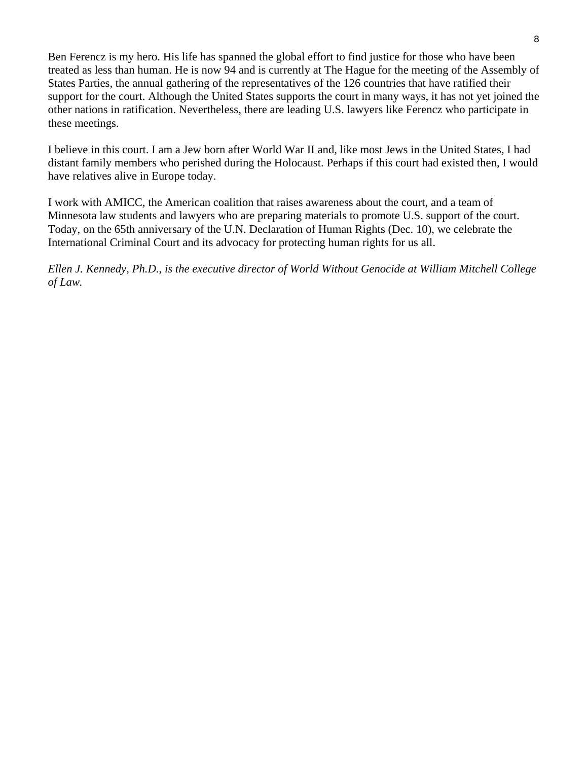Ben Ferencz is my hero. His life has spanned the global effort to find justice for those who have been treated as less than human. He is now 94 and is currently at The Hague for the meeting of the Assembly of States Parties, the annual gathering of the representatives of the 126 countries that have ratified their support for the court. Although the United States supports the court in many ways, it has not yet joined the other nations in ratification. Nevertheless, there are leading U.S. lawyers like Ferencz who participate in these meetings.

I believe in this court. I am a Jew born after World War II and, like most Jews in the United States, I had distant family members who perished during the Holocaust. Perhaps if this court had existed then, I would have relatives alive in Europe today.

I work with AMICC, the American coalition that raises awareness about the court, and a team of Minnesota law students and lawyers who are preparing materials to promote U.S. support of the court. Today, on the 65th anniversary of the U.N. Declaration of Human Rights (Dec. 10), we celebrate the International Criminal Court and its advocacy for protecting human rights for us all.

*Ellen J. Kennedy, Ph.D., is the executive director of World Without Genocide at William Mitchell College of Law.*